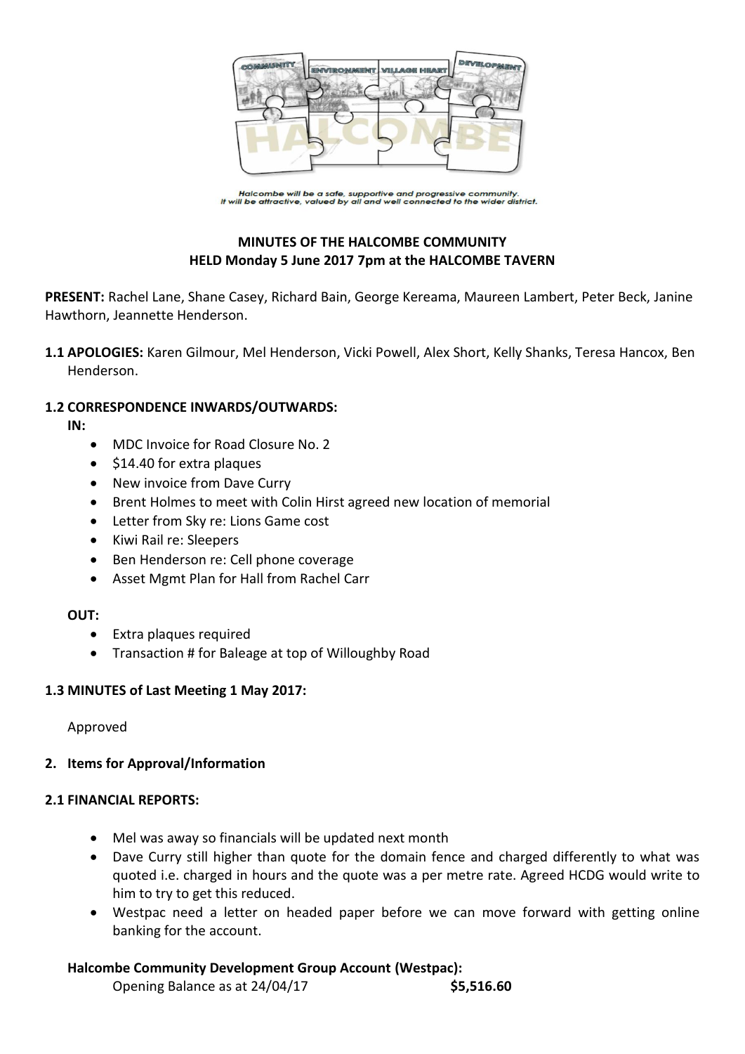Halcombe will be a safe, supportive and progressive community.
It will be attractive, valued by all and well connected to the wider district.

**MINUTES OF THE HALCOMBE COMMUNITY**
**HELD Monday 5 June 2017 7pm at the HALCOMBE TAVERN**

**PRESENT:** Rachel Lane, Shane Casey, Richard Bain, George Kereama, Maureen Lambert, Peter Beck, Janine Hawthorn, Jeannette Henderson.

**1.1 APOLOGIES:** Karen Gilmour, Mel Henderson, Vicki Powell, Alex Short, Kelly Shanks, Teresa Hancox, Ben Henderson.

**1.2 CORRESPONDENCE INWARDS/OUTWARDS:**

**IN:**

- MDC Invoice for Road Closure No. 2
- $14.40 for extra plaques
- New invoice from Dave Curry
- Brent Holmes to meet with Colin Hirst agreed new location of memorial
- Letter from Sky re: Lions Game cost
- Kiwi Rail re: Sleepers
- Ben Henderson re: Cell phone coverage
- Asset Mgmt Plan for Hall from Rachel Carr

**OUT:**

- Extra plaques required
- Transaction # for Baleage at top of Willoughby Road

**1.3 MINUTES of Last Meeting 1 May 2017:**

Approved

**2. Items for Approval/Information**

**2.1 FINANCIAL REPORTS:**

- Mel was away so financials will be updated next month
- Dave Curry still higher than quote for the domain fence and charged differently to what was quoted i.e. charged in hours and the quote was a per metre rate. Agreed HCDG would write to him to try to get this reduced.
- Westpac need a letter on headed paper before we can move forward with getting online banking for the account.

**Halcombe Community Development Group Account (Westpac):**

Opening Balance as at 24/04/17 **$5,516.60**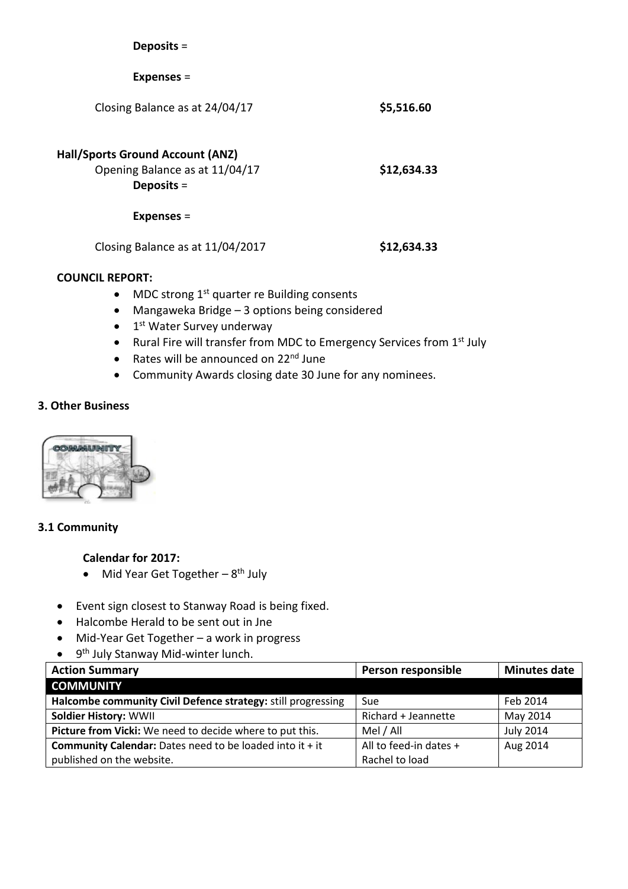**Deposits** =

**Expenses** =

Closing Balance as at 24/04/17 **$5,516.60**

**Hall/Sports Ground Account (ANZ)**

Opening Balance as at 11/04/17 **$12,634.33**

**Deposits** =

**Expenses** =

Closing Balance as at 11/04/2017 **$12,634.33**

**COUNCIL REPORT:**

- MDC strong 1st quarter re Building consents
- Mangaweka Bridge – 3 options being considered
- 1st Water Survey underway
- Rural Fire will transfer from MDC to Emergency Services from 1st July
- Rates will be announced on 22nd June
- Community Awards closing date 30 June for any nominees.

### 3. Other Business

### 3.1 Community

**Calendar for 2017:**

- Mid Year Get Together – 8th July

- Event sign closest to Stanway Road is being fixed.
- Halcombe Herald to be sent out in Jne
- Mid-Year Get Together – a work in progress
- 9th July Stanway Mid-winter lunch.

| Action Summary | Person responsible | Minutes date |
|---|---|---|
| **COMMUNITY** | | |
| **Halcombe community Civil Defence strategy:** still progressing | Sue | Feb 2014 |
| **Soldier History:** WWII | Richard + Jeannette | May 2014 |
| **Picture from Vicki:** We need to decide where to put this. | Mel / All | July 2014 |
| **Community Calendar:** Dates need to be loaded into it + it published on the website. | All to feed-in dates + Rachel to load | Aug 2014 |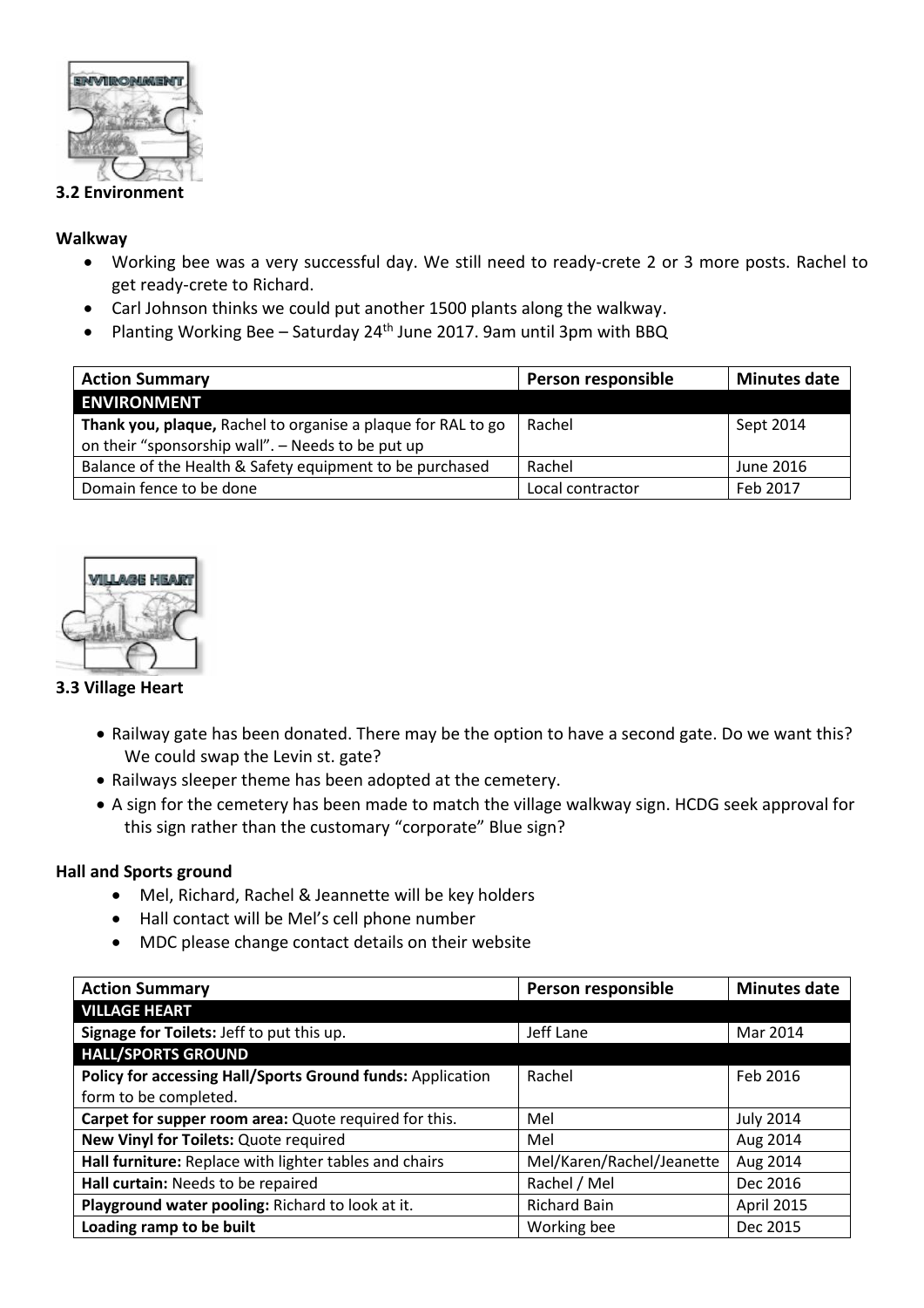### 3.2 Environment

**Walkway**

- Working bee was a very successful day. We still need to ready-crete 2 or 3 more posts. Rachel to get ready-crete to Richard.
- Carl Johnson thinks we could put another 1500 plants along the walkway.
- Planting Working Bee – Saturday 24th June 2017. 9am until 3pm with BBQ

| Action Summary | Person responsible | Minutes date |
|---|---|---|
| **ENVIRONMENT** | | |
| **Thank you, plaque,** Rachel to organise a plaque for RAL to go on their "sponsorship wall". – Needs to be put up | Rachel | Sept 2014 |
| Balance of the Health & Safety equipment to be purchased | Rachel | June 2016 |
| Domain fence to be done | Local contractor | Feb 2017 |

### 3.3 Village Heart

- Railway gate has been donated. There may be the option to have a second gate. Do we want this? We could swap the Levin st. gate?
- Railways sleeper theme has been adopted at the cemetery.
- A sign for the cemetery has been made to match the village walkway sign. HCDG seek approval for this sign rather than the customary "corporate" Blue sign?

**Hall and Sports ground**

- Mel, Richard, Rachel & Jeannette will be key holders
- Hall contact will be Mel's cell phone number
- MDC please change contact details on their website

| Action Summary | Person responsible | Minutes date |
|---|---|---|
| **VILLAGE HEART** | | |
| **Signage for Toilets:** Jeff to put this up. | Jeff Lane | Mar 2014 |
| **HALL/SPORTS GROUND** | | |
| **Policy for accessing Hall/Sports Ground funds:** Application form to be completed. | Rachel | Feb 2016 |
| **Carpet for supper room area:** Quote required for this. | Mel | July 2014 |
| **New Vinyl for Toilets:** Quote required | Mel | Aug 2014 |
| **Hall furniture:** Replace with lighter tables and chairs | Mel/Karen/Rachel/Jeanette | Aug 2014 |
| **Hall curtain:** Needs to be repaired | Rachel / Mel | Dec 2016 |
| **Playground water pooling:** Richard to look at it. | Richard Bain | April 2015 |
| **Loading ramp to be built** | Working bee | Dec 2015 |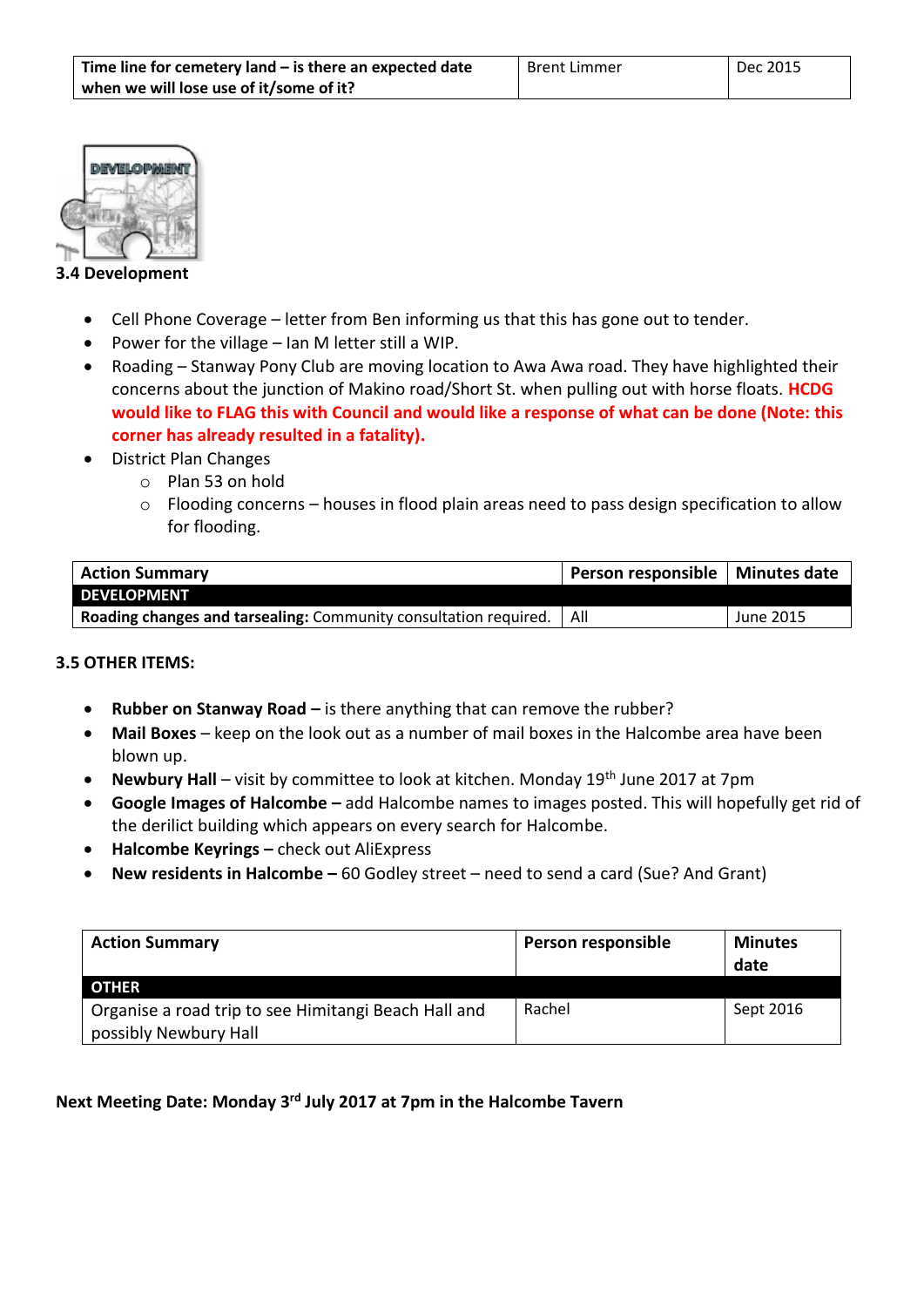| | | |
|---|---|---|
| **Time line for cemetery land – is there an expected date when we will lose use of it/some of it?** | Brent Limmer | Dec 2015 |

### 3.4 Development

- Cell Phone Coverage – letter from Ben informing us that this has gone out to tender.
- Power for the village – Ian M letter still a WIP.
- Roading – Stanway Pony Club are moving location to Awa Awa road. They have highlighted their concerns about the junction of Makino road/Short St. when pulling out with horse floats. **HCDG would like to FLAG this with Council and would like a response of what can be done (Note: this corner has already resulted in a fatality).**
- District Plan Changes
    - Plan 53 on hold
    - Flooding concerns – houses in flood plain areas need to pass design specification to allow for flooding.

| Action Summary | Person responsible | Minutes date |
|---|---|---|
| **DEVELOPMENT** | | |
| **Roading changes and tarsealing:** Community consultation required. | All | June 2015 |

### 3.5 OTHER ITEMS:

- **Rubber on Stanway Road –** is there anything that can remove the rubber?
- **Mail Boxes** – keep on the look out as a number of mail boxes in the Halcombe area have been blown up.
- **Newbury Hall** – visit by committee to look at kitchen. Monday 19th June 2017 at 7pm
- **Google Images of Halcombe –** add Halcombe names to images posted. This will hopefully get rid of the derilict building which appears on every search for Halcombe.
- **Halcombe Keyrings –** check out AliExpress
- **New residents in Halcombe –** 60 Godley street – need to send a card (Sue? And Grant)

| Action Summary | Person responsible | Minutes date |
|---|---|---|
| **OTHER** | | |
| Organise a road trip to see Himitangi Beach Hall and possibly Newbury Hall | Rachel | Sept 2016 |

**Next Meeting Date: Monday 3rd July 2017 at 7pm in the Halcombe Tavern**